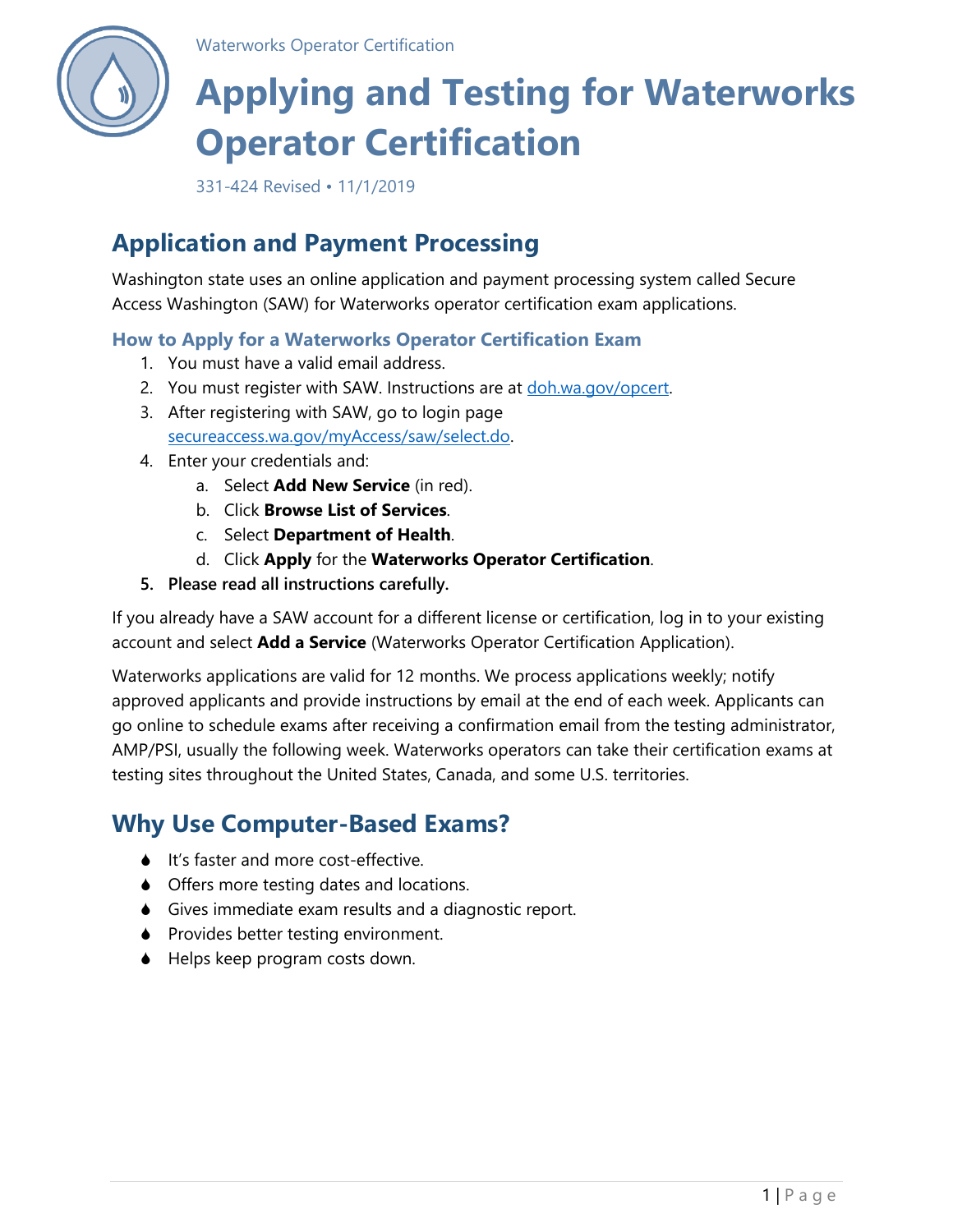Waterworks Operator Certification

# Applying and Testing for Waterworks Operator Certification

331-424 Revised • 11/1/2019

## Application and Payment Processing

Washington state uses an online application and payment processing system called Secure Access Washington (SAW) for Waterworks operator certification exam applications.

### How to Apply for a Waterworks Operator Certification Exam

1. You must have a valid email address.
2. You must register with SAW. Instructions are at doh.wa.gov/opcert.
3. After registering with SAW, go to login page secureaccess.wa.gov/myAccess/saw/select.do.
4. Enter your credentials and:
   a. Select **Add New Service** (in red).
   b. Click **Browse List of Services**.
   c. Select **Department of Health**.
   d. Click **Apply** for the **Waterworks Operator Certification**.
5. **Please read all instructions carefully.**

If you already have a SAW account for a different license or certification, log in to your existing account and select **Add a Service** (Waterworks Operator Certification Application).

Waterworks applications are valid for 12 months. We process applications weekly; notify approved applicants and provide instructions by email at the end of each week. Applicants can go online to schedule exams after receiving a confirmation email from the testing administrator, AMP/PSI, usually the following week. Waterworks operators can take their certification exams at testing sites throughout the United States, Canada, and some U.S. territories.

## Why Use Computer-Based Exams?

- It's faster and more cost-effective.
- Offers more testing dates and locations.
- Gives immediate exam results and a diagnostic report.
- Provides better testing environment.
- Helps keep program costs down.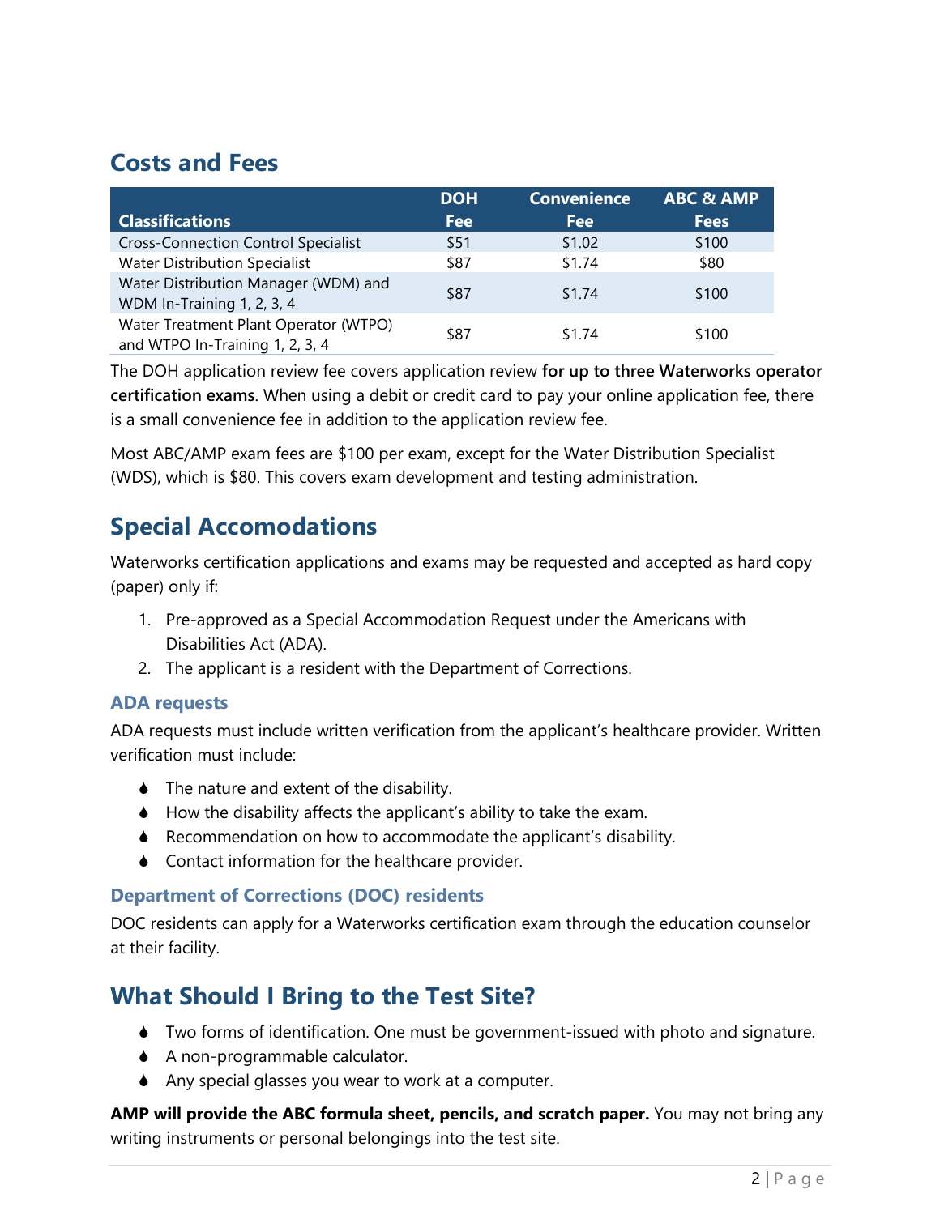## Costs and Fees

| Classifications | DOH Fee | Convenience Fee | ABC & AMP Fees |
|---|---|---|---|
| Cross-Connection Control Specialist | $51 | $1.02 | $100 |
| Water Distribution Specialist | $87 | $1.74 | $80 |
| Water Distribution Manager (WDM) and WDM In-Training 1, 2, 3, 4 | $87 | $1.74 | $100 |
| Water Treatment Plant Operator (WTPO) and WTPO In-Training 1, 2, 3, 4 | $87 | $1.74 | $100 |

The DOH application review fee covers application review **for up to three Waterworks operator certification exams**. When using a debit or credit card to pay your online application fee, there is a small convenience fee in addition to the application review fee.

Most ABC/AMP exam fees are $100 per exam, except for the Water Distribution Specialist (WDS), which is $80. This covers exam development and testing administration.

## Special Accomodations

Waterworks certification applications and exams may be requested and accepted as hard copy (paper) only if:

1. Pre-approved as a Special Accommodation Request under the Americans with Disabilities Act (ADA).
2. The applicant is a resident with the Department of Corrections.

### ADA requests

ADA requests must include written verification from the applicant's healthcare provider. Written verification must include:

- The nature and extent of the disability.
- How the disability affects the applicant's ability to take the exam.
- Recommendation on how to accommodate the applicant's disability.
- Contact information for the healthcare provider.

### Department of Corrections (DOC) residents

DOC residents can apply for a Waterworks certification exam through the education counselor at their facility.

## What Should I Bring to the Test Site?

- Two forms of identification. One must be government-issued with photo and signature.
- A non-programmable calculator.
- Any special glasses you wear to work at a computer.

**AMP will provide the ABC formula sheet, pencils, and scratch paper.** You may not bring any writing instruments or personal belongings into the test site.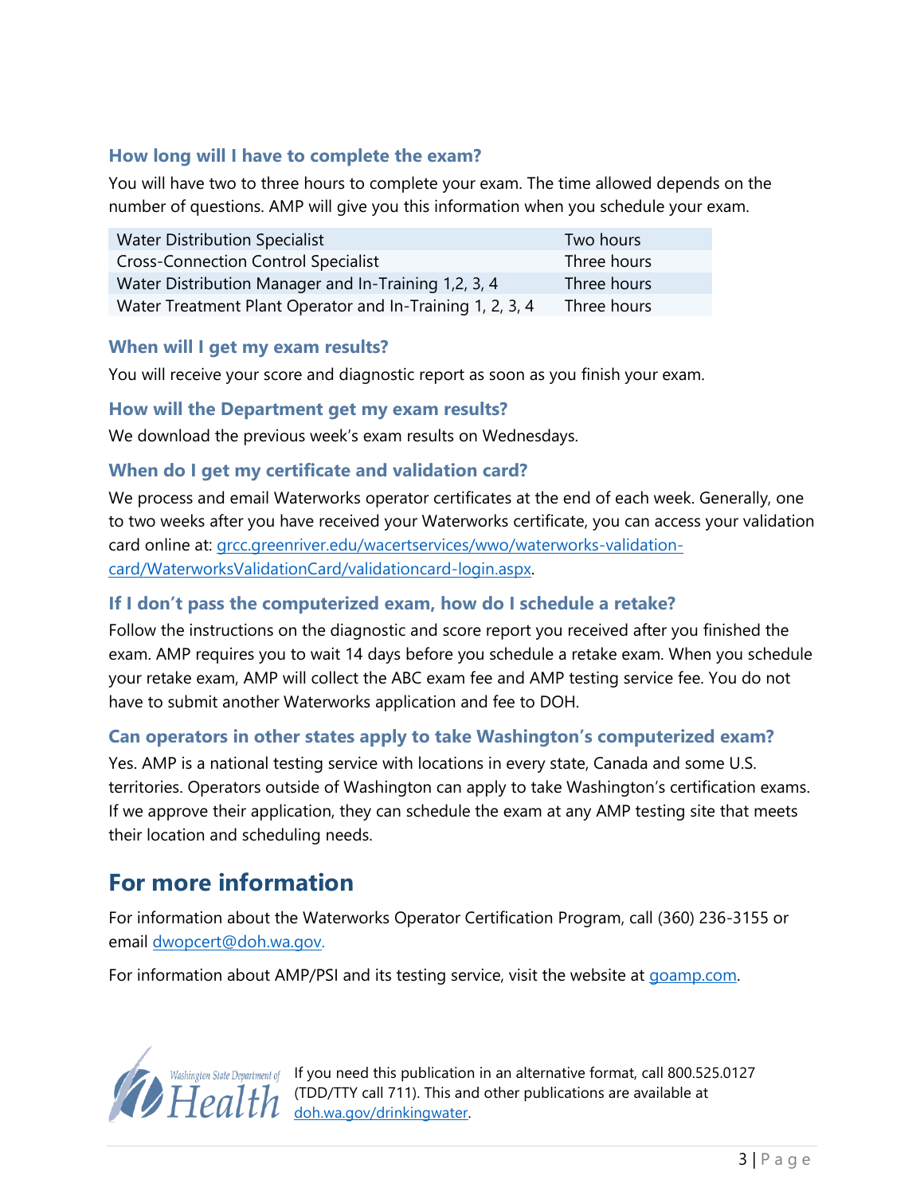### How long will I have to complete the exam?

You will have two to three hours to complete your exam. The time allowed depends on the number of questions. AMP will give you this information when you schedule your exam.

| | |
|---|---|
| Water Distribution Specialist | Two hours |
| Cross-Connection Control Specialist | Three hours |
| Water Distribution Manager and In-Training 1,2, 3, 4 | Three hours |
| Water Treatment Plant Operator and In-Training 1, 2, 3, 4 | Three hours |

### When will I get my exam results?

You will receive your score and diagnostic report as soon as you finish your exam.

### How will the Department get my exam results?

We download the previous week's exam results on Wednesdays.

### When do I get my certificate and validation card?

We process and email Waterworks operator certificates at the end of each week. Generally, one to two weeks after you have received your Waterworks certificate, you can access your validation card online at: [grcc.greenriver.edu/wacertservices/wwo/waterworks-validation-card/WaterworksValidationCard/validationcard-login.aspx](grcc.greenriver.edu/wacertservices/wwo/waterworks-validation-card/WaterworksValidationCard/validationcard-login.aspx).

### If I don't pass the computerized exam, how do I schedule a retake?

Follow the instructions on the diagnostic and score report you received after you finished the exam. AMP requires you to wait 14 days before you schedule a retake exam. When you schedule your retake exam, AMP will collect the ABC exam fee and AMP testing service fee. You do not have to submit another Waterworks application and fee to DOH.

### Can operators in other states apply to take Washington's computerized exam?

Yes. AMP is a national testing service with locations in every state, Canada and some U.S. territories. Operators outside of Washington can apply to take Washington's certification exams. If we approve their application, they can schedule the exam at any AMP testing site that meets their location and scheduling needs.

## For more information

For information about the Waterworks Operator Certification Program, call (360) 236-3155 or email [dwopcert@doh.wa.gov](mailto:dwopcert@doh.wa.gov).

For information about AMP/PSI and its testing service, visit the website at [goamp.com](goamp.com).

Washington State Department of Health

If you need this publication in an alternative format, call 800.525.0127 (TDD/TTY call 711). This and other publications are available at [doh.wa.gov/drinkingwater](doh.wa.gov/drinkingwater).